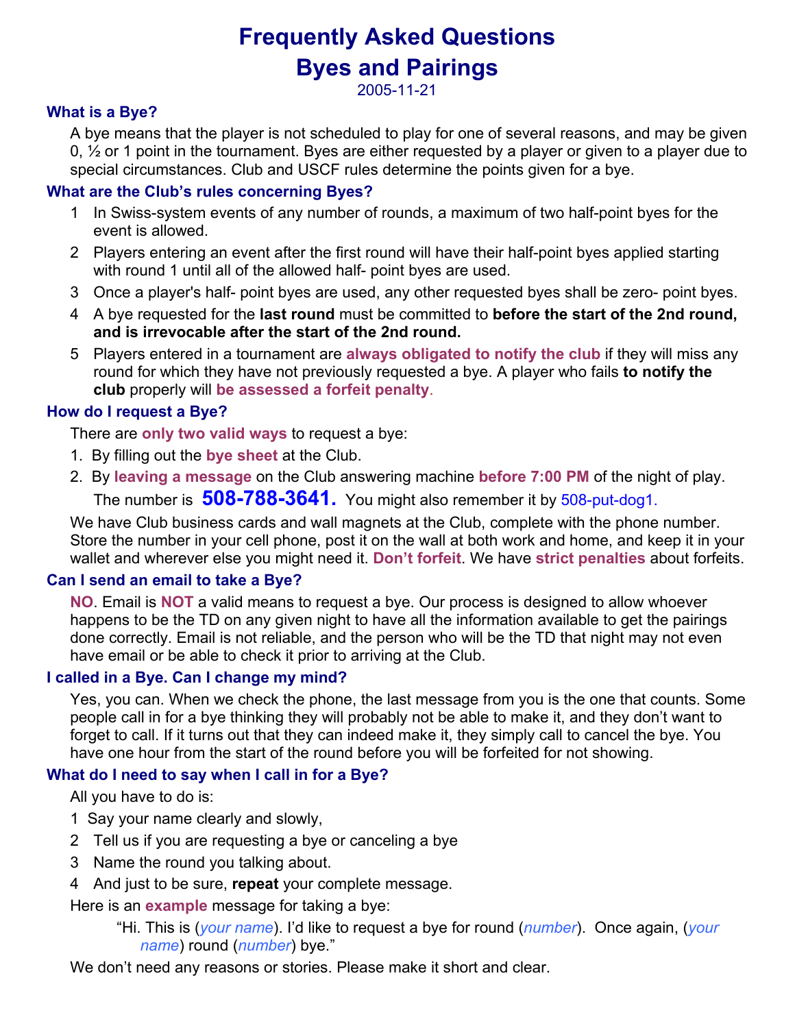# Frequently Asked Questions
# Byes and Pairings

2005-11-21

### What is a Bye?

A bye means that the player is not scheduled to play for one of several reasons, and may be given 0, ½ or 1 point in the tournament. Byes are either requested by a player or given to a player due to special circumstances. Club and USCF rules determine the points given for a bye.

### What are the Club's rules concerning Byes?

1. In Swiss-system events of any number of rounds, a maximum of two half-point byes for the event is allowed.
2. Players entering an event after the first round will have their half-point byes applied starting with round 1 until all of the allowed half- point byes are used.
3. Once a player's half- point byes are used, any other requested byes shall be zero- point byes.
4. A bye requested for the **last round** must be committed to **before the start of the 2nd round, and is irrevocable after the start of the 2nd round.**
5. Players entered in a tournament are **always obligated to notify the club** if they will miss any round for which they have not previously requested a bye. A player who fails **to notify the club** properly will **be assessed a forfeit penalty**.

### How do I request a Bye?

There are **only two valid ways** to request a bye:

1. By filling out the **bye sheet** at the Club.
2. By **leaving a message** on the Club answering machine **before 7:00 PM** of the night of play.

   The number is **508-788-3641.** You might also remember it by 508-put-dog1.

We have Club business cards and wall magnets at the Club, complete with the phone number. Store the number in your cell phone, post it on the wall at both work and home, and keep it in your wallet and wherever else you might need it. **Don't forfeit**. We have **strict penalties** about forfeits.

### Can I send an email to take a Bye?

**NO**. Email is **NOT** a valid means to request a bye. Our process is designed to allow whoever happens to be the TD on any given night to have all the information available to get the pairings done correctly. Email is not reliable, and the person who will be the TD that night may not even have email or be able to check it prior to arriving at the Club.

### I called in a Bye. Can I change my mind?

Yes, you can. When we check the phone, the last message from you is the one that counts. Some people call in for a bye thinking they will probably not be able to make it, and they don't want to forget to call. If it turns out that they can indeed make it, they simply call to cancel the bye. You have one hour from the start of the round before you will be forfeited for not showing.

### What do I need to say when I call in for a Bye?

All you have to do is:

1. Say your name clearly and slowly,
2. Tell us if you are requesting a bye or canceling a bye
3. Name the round you talking about.
4. And just to be sure, **repeat** your complete message.

Here is an **example** message for taking a bye:

> "Hi. This is (*your name*). I'd like to request a bye for round (*number*). Once again, (*your name*) round (*number*) bye."

We don't need any reasons or stories. Please make it short and clear.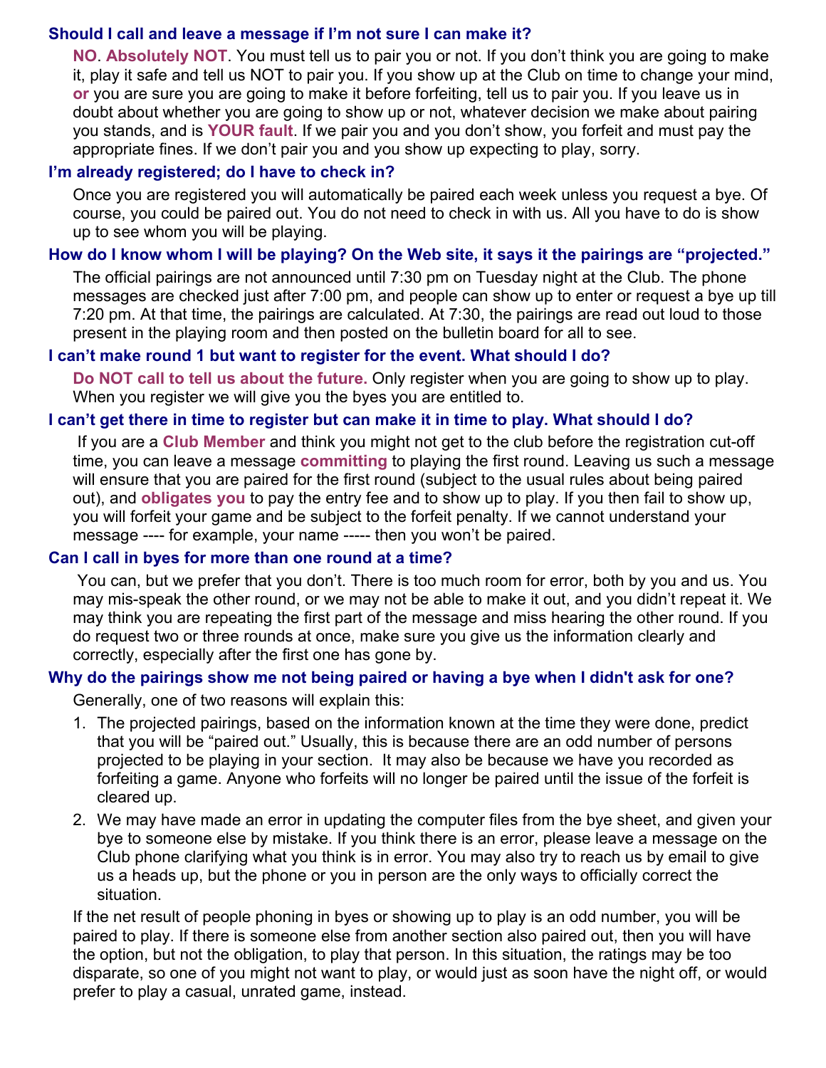### Should I call and leave a message if I'm not sure I can make it?

**NO**. **Absolutely NOT**. You must tell us to pair you or not. If you don't think you are going to make it, play it safe and tell us NOT to pair you. If you show up at the Club on time to change your mind, **or** you are sure you are going to make it before forfeiting, tell us to pair you. If you leave us in doubt about whether you are going to show up or not, whatever decision we make about pairing you stands, and is **YOUR fault**. If we pair you and you don't show, you forfeit and must pay the appropriate fines. If we don't pair you and you show up expecting to play, sorry.

### I'm already registered; do I have to check in?

Once you are registered you will automatically be paired each week unless you request a bye. Of course, you could be paired out. You do not need to check in with us. All you have to do is show up to see whom you will be playing.

### How do I know whom I will be playing? On the Web site, it says it the pairings are "projected."

The official pairings are not announced until 7:30 pm on Tuesday night at the Club. The phone messages are checked just after 7:00 pm, and people can show up to enter or request a bye up till 7:20 pm. At that time, the pairings are calculated. At 7:30, the pairings are read out loud to those present in the playing room and then posted on the bulletin board for all to see.

### I can't make round 1 but want to register for the event. What should I do?

**Do NOT call to tell us about the future.** Only register when you are going to show up to play. When you register we will give you the byes you are entitled to.

### I can't get there in time to register but can make it in time to play. What should I do?

If you are a **Club Member** and think you might not get to the club before the registration cut-off time, you can leave a message **committing** to playing the first round. Leaving us such a message will ensure that you are paired for the first round (subject to the usual rules about being paired out), and **obligates you** to pay the entry fee and to show up to play. If you then fail to show up, you will forfeit your game and be subject to the forfeit penalty. If we cannot understand your message ---- for example, your name ----- then you won't be paired.

### Can I call in byes for more than one round at a time?

You can, but we prefer that you don't. There is too much room for error, both by you and us. You may mis-speak the other round, or we may not be able to make it out, and you didn't repeat it. We may think you are repeating the first part of the message and miss hearing the other round. If you do request two or three rounds at once, make sure you give us the information clearly and correctly, especially after the first one has gone by.

### Why do the pairings show me not being paired or having a bye when I didn't ask for one?

Generally, one of two reasons will explain this:

1. The projected pairings, based on the information known at the time they were done, predict that you will be "paired out." Usually, this is because there are an odd number of persons projected to be playing in your section. It may also be because we have you recorded as forfeiting a game. Anyone who forfeits will no longer be paired until the issue of the forfeit is cleared up.
2. We may have made an error in updating the computer files from the bye sheet, and given your bye to someone else by mistake. If you think there is an error, please leave a message on the Club phone clarifying what you think is in error. You may also try to reach us by email to give us a heads up, but the phone or you in person are the only ways to officially correct the situation.

If the net result of people phoning in byes or showing up to play is an odd number, you will be paired to play. If there is someone else from another section also paired out, then you will have the option, but not the obligation, to play that person. In this situation, the ratings may be too disparate, so one of you might not want to play, or would just as soon have the night off, or would prefer to play a casual, unrated game, instead.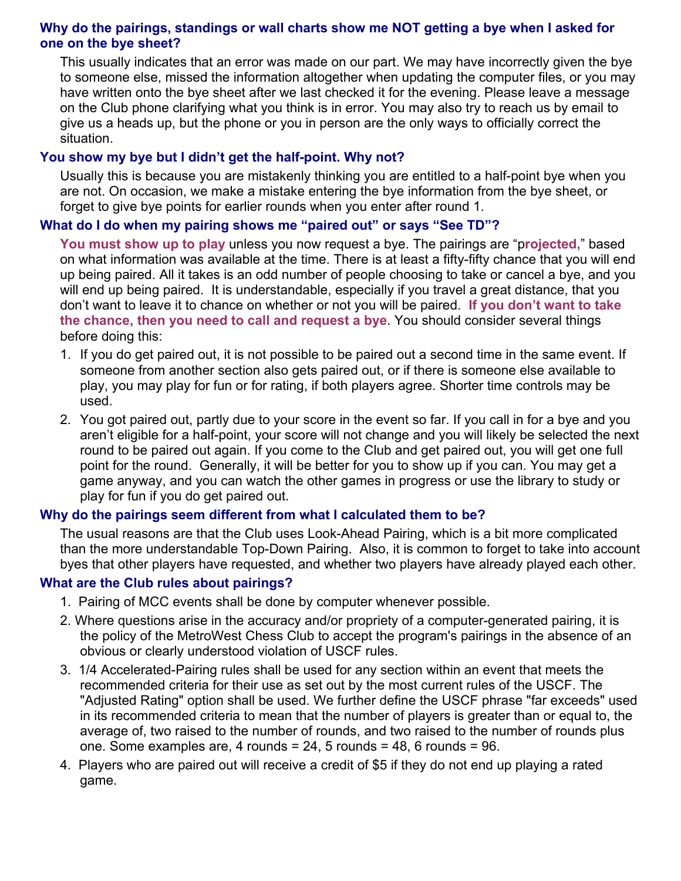### Why do the pairings, standings or wall charts show me NOT getting a bye when I asked for one on the bye sheet?

This usually indicates that an error was made on our part. We may have incorrectly given the bye to someone else, missed the information altogether when updating the computer files, or you may have written onto the bye sheet after we last checked it for the evening. Please leave a message on the Club phone clarifying what you think is in error. You may also try to reach us by email to give us a heads up, but the phone or you in person are the only ways to officially correct the situation.

### You show my bye but I didn't get the half-point. Why not?

Usually this is because you are mistakenly thinking you are entitled to a half-point bye when you are not. On occasion, we make a mistake entering the bye information from the bye sheet, or forget to give bye points for earlier rounds when you enter after round 1.

### What do I do when my pairing shows me "paired out" or says "See TD"?

**You must show up to play** unless you now request a bye. The pairings are "**projected,**" based on what information was available at the time. There is at least a fifty-fifty chance that you will end up being paired. All it takes is an odd number of people choosing to take or cancel a bye, and you will end up being paired. It is understandable, especially if you travel a great distance, that you don't want to leave it to chance on whether or not you will be paired. **If you don't want to take the chance, then you need to call and request a bye**. You should consider several things before doing this:

1. If you do get paired out, it is not possible to be paired out a second time in the same event. If someone from another section also gets paired out, or if there is someone else available to play, you may play for fun or for rating, if both players agree. Shorter time controls may be used.
2. You got paired out, partly due to your score in the event so far. If you call in for a bye and you aren't eligible for a half-point, your score will not change and you will likely be selected the next round to be paired out again. If you come to the Club and get paired out, you will get one full point for the round. Generally, it will be better for you to show up if you can. You may get a game anyway, and you can watch the other games in progress or use the library to study or play for fun if you do get paired out.

### Why do the pairings seem different from what I calculated them to be?

The usual reasons are that the Club uses Look-Ahead Pairing, which is a bit more complicated than the more understandable Top-Down Pairing. Also, it is common to forget to take into account byes that other players have requested, and whether two players have already played each other.

### What are the Club rules about pairings?

1. Pairing of MCC events shall be done by computer whenever possible.
2. Where questions arise in the accuracy and/or propriety of a computer-generated pairing, it is the policy of the MetroWest Chess Club to accept the program's pairings in the absence of an obvious or clearly understood violation of USCF rules.
3. 1/4 Accelerated-Pairing rules shall be used for any section within an event that meets the recommended criteria for their use as set out by the most current rules of the USCF. The "Adjusted Rating" option shall be used. We further define the USCF phrase "far exceeds" used in its recommended criteria to mean that the number of players is greater than or equal to, the average of, two raised to the number of rounds, and two raised to the number of rounds plus one. Some examples are, 4 rounds = 24, 5 rounds = 48, 6 rounds = 96.
4. Players who are paired out will receive a credit of $5 if they do not end up playing a rated game.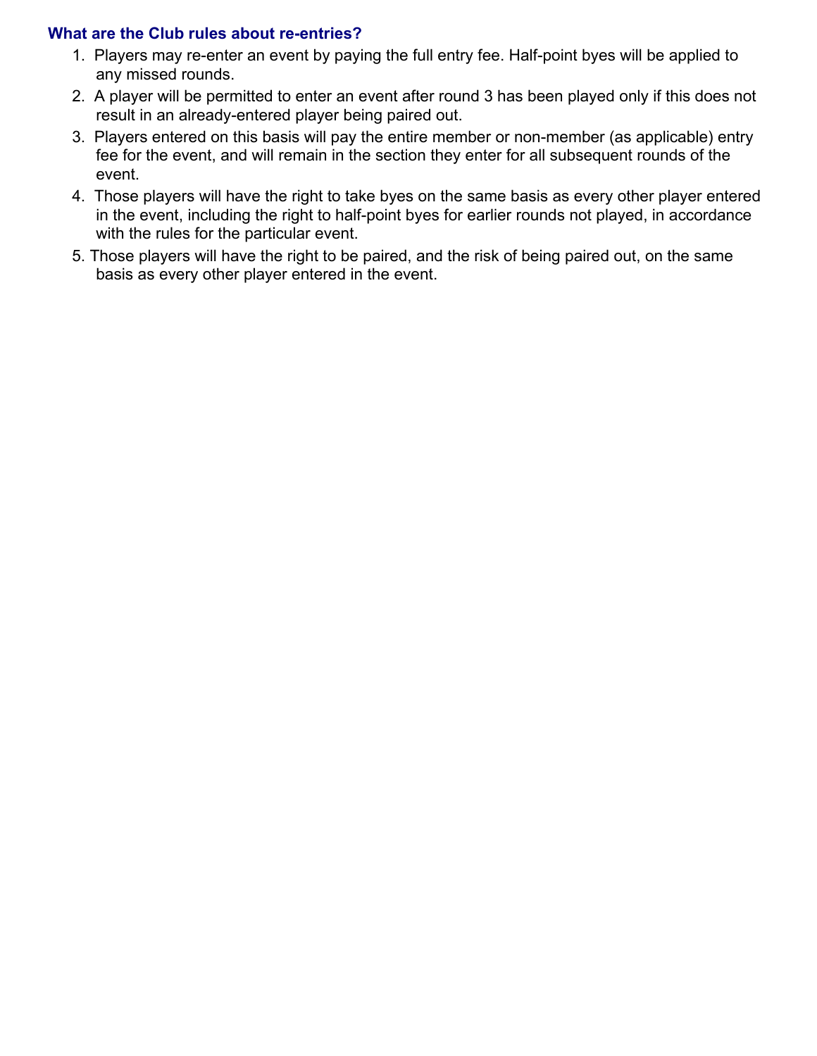### What are the Club rules about re-entries?

1. Players may re-enter an event by paying the full entry fee. Half-point byes will be applied to any missed rounds.
2. A player will be permitted to enter an event after round 3 has been played only if this does not result in an already-entered player being paired out.
3. Players entered on this basis will pay the entire member or non-member (as applicable) entry fee for the event, and will remain in the section they enter for all subsequent rounds of the event.
4. Those players will have the right to take byes on the same basis as every other player entered in the event, including the right to half-point byes for earlier rounds not played, in accordance with the rules for the particular event.
5. Those players will have the right to be paired, and the risk of being paired out, on the same basis as every other player entered in the event.